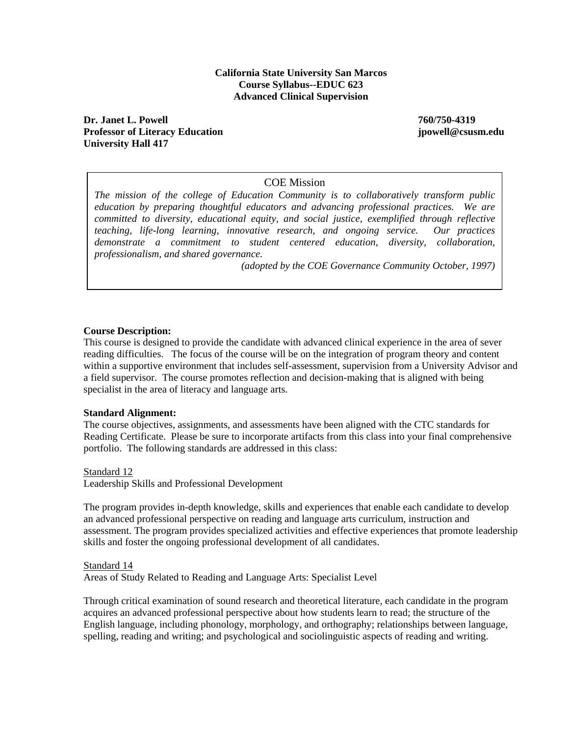**California State University San Marcos**
**Course Syllabus--EDUC 623**
**Advanced Clinical Supervision**

**Dr. Janet L. Powell** 
**Professor of Literacy Education** 
**University Hall 417**

**760/750-4319**
**jpowell@csusm.edu**

> COE Mission
>
> *The mission of the college of Education Community is to collaboratively transform public education by preparing thoughtful educators and advancing professional practices. We are committed to diversity, educational equity, and social justice, exemplified through reflective teaching, life-long learning, innovative research, and ongoing service. Our practices demonstrate a commitment to student centered education, diversity, collaboration, professionalism, and shared governance.*
>
> *(adopted by the COE Governance Community October, 1997)*

**Course Description:**
This course is designed to provide the candidate with advanced clinical experience in the area of sever reading difficulties. The focus of the course will be on the integration of program theory and content within a supportive environment that includes self-assessment, supervision from a University Advisor and a field supervisor. The course promotes reflection and decision-making that is aligned with being specialist in the area of literacy and language arts.

**Standard Alignment:**
The course objectives, assignments, and assessments have been aligned with the CTC standards for Reading Certificate. Please be sure to incorporate artifacts from this class into your final comprehensive portfolio. The following standards are addressed in this class:

Standard 12
Leadership Skills and Professional Development

The program provides in-depth knowledge, skills and experiences that enable each candidate to develop an advanced professional perspective on reading and language arts curriculum, instruction and assessment. The program provides specialized activities and effective experiences that promote leadership skills and foster the ongoing professional development of all candidates.

Standard 14
Areas of Study Related to Reading and Language Arts: Specialist Level

Through critical examination of sound research and theoretical literature, each candidate in the program acquires an advanced professional perspective about how students learn to read; the structure of the English language, including phonology, morphology, and orthography; relationships between language, spelling, reading and writing; and psychological and sociolinguistic aspects of reading and writing.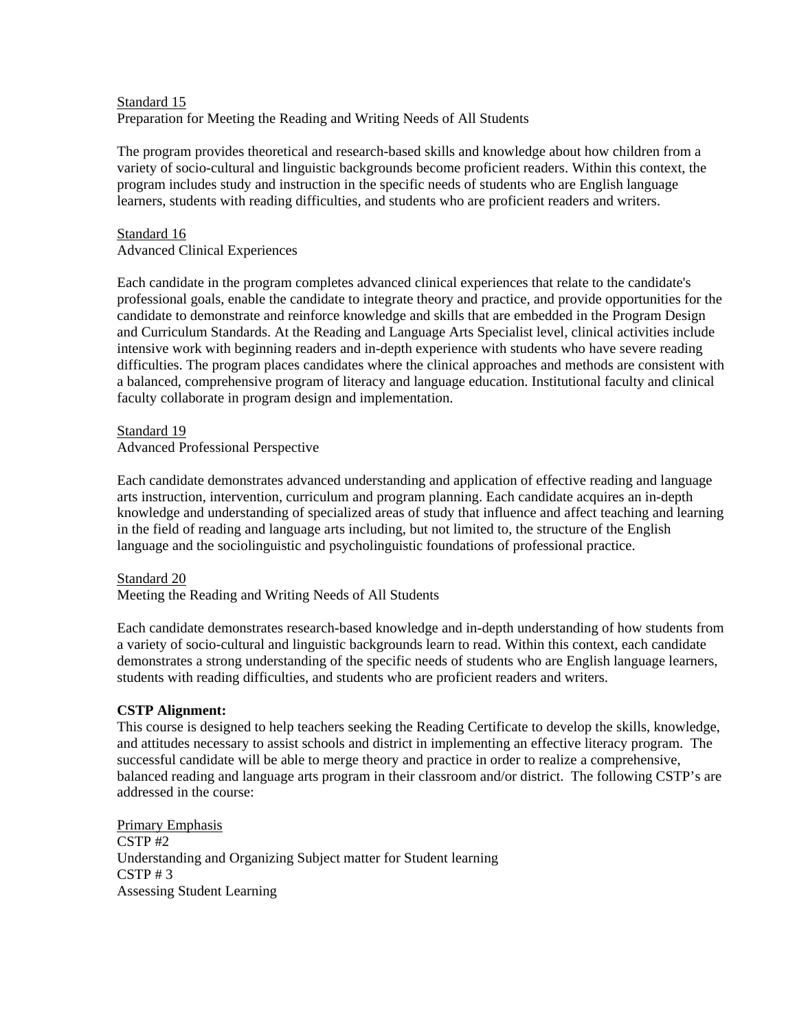<u>Standard 15</u>
Preparation for Meeting the Reading and Writing Needs of All Students

The program provides theoretical and research-based skills and knowledge about how children from a variety of socio-cultural and linguistic backgrounds become proficient readers. Within this context, the program includes study and instruction in the specific needs of students who are English language learners, students with reading difficulties, and students who are proficient readers and writers.

<u>Standard 16</u>
Advanced Clinical Experiences

Each candidate in the program completes advanced clinical experiences that relate to the candidate's professional goals, enable the candidate to integrate theory and practice, and provide opportunities for the candidate to demonstrate and reinforce knowledge and skills that are embedded in the Program Design and Curriculum Standards. At the Reading and Language Arts Specialist level, clinical activities include intensive work with beginning readers and in-depth experience with students who have severe reading difficulties. The program places candidates where the clinical approaches and methods are consistent with a balanced, comprehensive program of literacy and language education. Institutional faculty and clinical faculty collaborate in program design and implementation.

<u>Standard 19</u>
Advanced Professional Perspective

Each candidate demonstrates advanced understanding and application of effective reading and language arts instruction, intervention, curriculum and program planning. Each candidate acquires an in-depth knowledge and understanding of specialized areas of study that influence and affect teaching and learning in the field of reading and language arts including, but not limited to, the structure of the English language and the sociolinguistic and psycholinguistic foundations of professional practice.

<u>Standard 20</u>
Meeting the Reading and Writing Needs of All Students

Each candidate demonstrates research-based knowledge and in-depth understanding of how students from a variety of socio-cultural and linguistic backgrounds learn to read. Within this context, each candidate demonstrates a strong understanding of the specific needs of students who are English language learners, students with reading difficulties, and students who are proficient readers and writers.

**CSTP Alignment:**
This course is designed to help teachers seeking the Reading Certificate to develop the skills, knowledge, and attitudes necessary to assist schools and district in implementing an effective literacy program. The successful candidate will be able to merge theory and practice in order to realize a comprehensive, balanced reading and language arts program in their classroom and/or district. The following CSTP's are addressed in the course:

<u>Primary Emphasis</u>
CSTP #2
Understanding and Organizing Subject matter for Student learning
CSTP # 3
Assessing Student Learning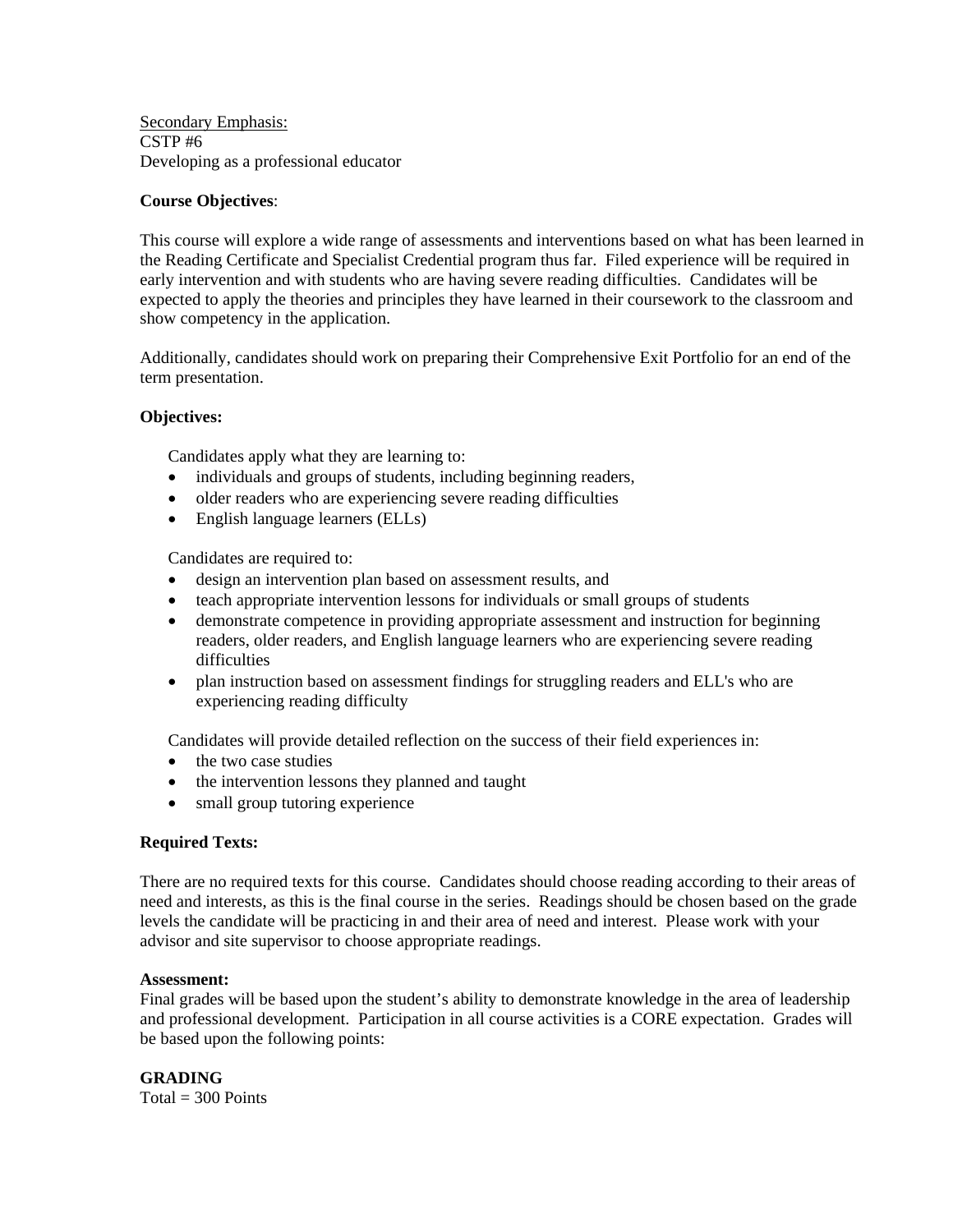Secondary Emphasis:
CSTP #6
Developing as a professional educator

**Course Objectives**:

This course will explore a wide range of assessments and interventions based on what has been learned in the Reading Certificate and Specialist Credential program thus far. Filed experience will be required in early intervention and with students who are having severe reading difficulties. Candidates will be expected to apply the theories and principles they have learned in their coursework to the classroom and show competency in the application.

Additionally, candidates should work on preparing their Comprehensive Exit Portfolio for an end of the term presentation.

**Objectives:**

Candidates apply what they are learning to:

- individuals and groups of students, including beginning readers,
- older readers who are experiencing severe reading difficulties
- English language learners (ELLs)

Candidates are required to:

- design an intervention plan based on assessment results, and
- teach appropriate intervention lessons for individuals or small groups of students
- demonstrate competence in providing appropriate assessment and instruction for beginning readers, older readers, and English language learners who are experiencing severe reading difficulties
- plan instruction based on assessment findings for struggling readers and ELL's who are experiencing reading difficulty

Candidates will provide detailed reflection on the success of their field experiences in:

- the two case studies
- the intervention lessons they planned and taught
- small group tutoring experience

**Required Texts:**

There are no required texts for this course. Candidates should choose reading according to their areas of need and interests, as this is the final course in the series. Readings should be chosen based on the grade levels the candidate will be practicing in and their area of need and interest. Please work with your advisor and site supervisor to choose appropriate readings.

**Assessment:**
Final grades will be based upon the student's ability to demonstrate knowledge in the area of leadership and professional development. Participation in all course activities is a CORE expectation. Grades will be based upon the following points:

**GRADING**
Total = 300 Points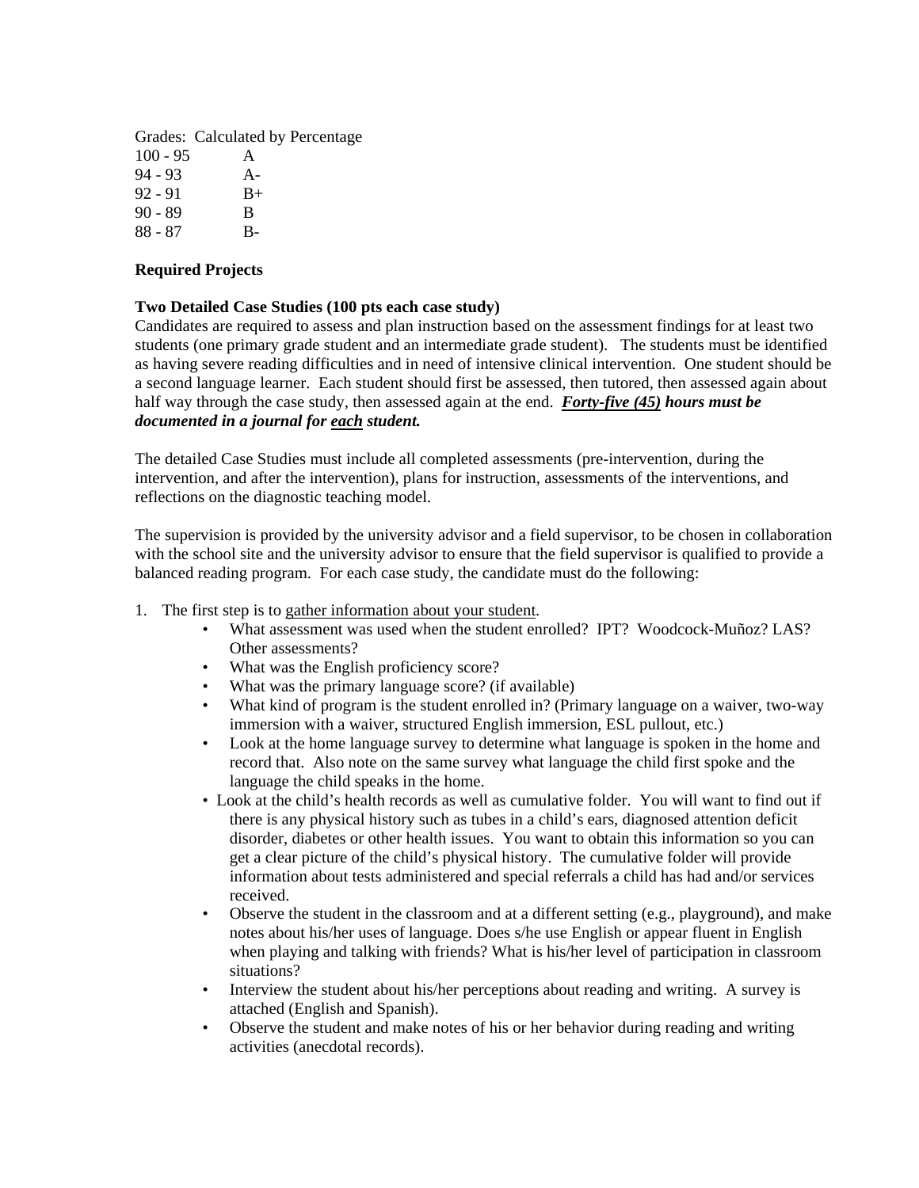Grades: Calculated by Percentage

| | |
|---|---|
| 100 - 95 | A |
| 94 - 93 | A- |
| 92 - 91 | B+ |
| 90 - 89 | B |
| 88 - 87 | B- |

**Required Projects**

**Two Detailed Case Studies (100 pts each case study)**
Candidates are required to assess and plan instruction based on the assessment findings for at least two students (one primary grade student and an intermediate grade student). The students must be identified as having severe reading difficulties and in need of intensive clinical intervention. One student should be a second language learner. Each student should first be assessed, then tutored, then assessed again about half way through the case study, then assessed again at the end. ***Forty-five (45) hours must be documented in a journal for each student.***

The detailed Case Studies must include all completed assessments (pre-intervention, during the intervention, and after the intervention), plans for instruction, assessments of the interventions, and reflections on the diagnostic teaching model.

The supervision is provided by the university advisor and a field supervisor, to be chosen in collaboration with the school site and the university advisor to ensure that the field supervisor is qualified to provide a balanced reading program. For each case study, the candidate must do the following:

1. The first step is to gather information about your student.
   - What assessment was used when the student enrolled? IPT? Woodcock-Muñoz? LAS? Other assessments?
   - What was the English proficiency score?
   - What was the primary language score? (if available)
   - What kind of program is the student enrolled in? (Primary language on a waiver, two-way immersion with a waiver, structured English immersion, ESL pullout, etc.)
   - Look at the home language survey to determine what language is spoken in the home and record that. Also note on the same survey what language the child first spoke and the language the child speaks in the home.
   - Look at the child's health records as well as cumulative folder. You will want to find out if there is any physical history such as tubes in a child's ears, diagnosed attention deficit disorder, diabetes or other health issues. You want to obtain this information so you can get a clear picture of the child's physical history. The cumulative folder will provide information about tests administered and special referrals a child has had and/or services received.
   - Observe the student in the classroom and at a different setting (e.g., playground), and make notes about his/her uses of language. Does s/he use English or appear fluent in English when playing and talking with friends? What is his/her level of participation in classroom situations?
   - Interview the student about his/her perceptions about reading and writing. A survey is attached (English and Spanish).
   - Observe the student and make notes of his or her behavior during reading and writing activities (anecdotal records).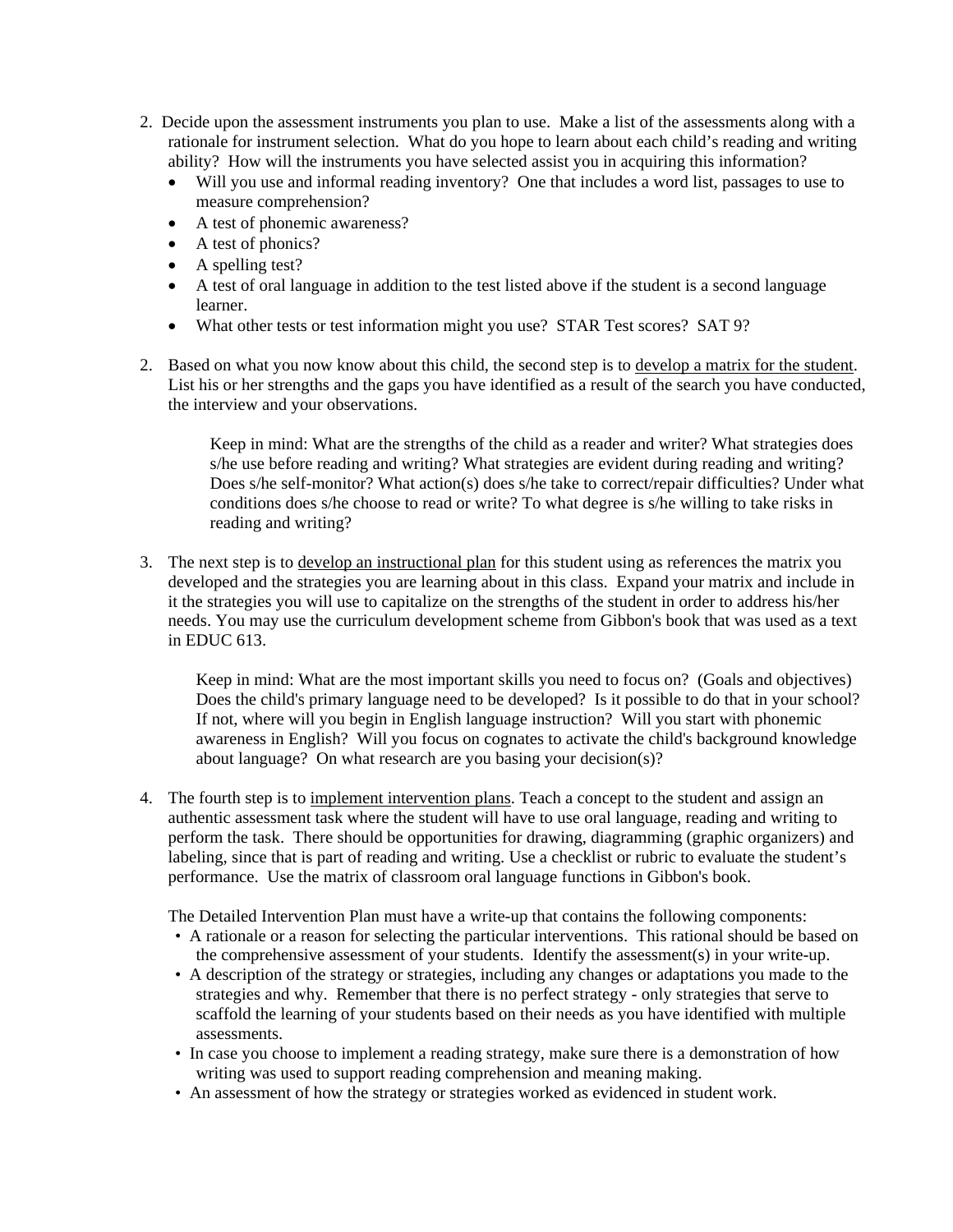2. Decide upon the assessment instruments you plan to use. Make a list of the assessments along with a rationale for instrument selection. What do you hope to learn about each child's reading and writing ability? How will the instruments you have selected assist you in acquiring this information?
   - Will you use and informal reading inventory? One that includes a word list, passages to use to measure comprehension?
   - A test of phonemic awareness?
   - A test of phonics?
   - A spelling test?
   - A test of oral language in addition to the test listed above if the student is a second language learner.
   - What other tests or test information might you use? STAR Test scores? SAT 9?

2. Based on what you now know about this child, the second step is to <u>develop a matrix for the student</u>. List his or her strengths and the gaps you have identified as a result of the search you have conducted, the interview and your observations.

   > Keep in mind: What are the strengths of the child as a reader and writer? What strategies does s/he use before reading and writing? What strategies are evident during reading and writing? Does s/he self-monitor? What action(s) does s/he take to correct/repair difficulties? Under what conditions does s/he choose to read or write? To what degree is s/he willing to take risks in reading and writing?

3. The next step is to <u>develop an instructional plan</u> for this student using as references the matrix you developed and the strategies you are learning about in this class. Expand your matrix and include in it the strategies you will use to capitalize on the strengths of the student in order to address his/her needs. You may use the curriculum development scheme from Gibbon's book that was used as a text in EDUC 613.

   > Keep in mind: What are the most important skills you need to focus on? (Goals and objectives) Does the child's primary language need to be developed? Is it possible to do that in your school? If not, where will you begin in English language instruction? Will you start with phonemic awareness in English? Will you focus on cognates to activate the child's background knowledge about language? On what research are you basing your decision(s)?

4. The fourth step is to <u>implement intervention plans</u>. Teach a concept to the student and assign an authentic assessment task where the student will have to use oral language, reading and writing to perform the task. There should be opportunities for drawing, diagramming (graphic organizers) and labeling, since that is part of reading and writing. Use a checklist or rubric to evaluate the student's performance. Use the matrix of classroom oral language functions in Gibbon's book.

   The Detailed Intervention Plan must have a write-up that contains the following components:
   - A rationale or a reason for selecting the particular interventions. This rational should be based on the comprehensive assessment of your students. Identify the assessment(s) in your write-up.
   - A description of the strategy or strategies, including any changes or adaptations you made to the strategies and why. Remember that there is no perfect strategy - only strategies that serve to scaffold the learning of your students based on their needs as you have identified with multiple assessments.
   - In case you choose to implement a reading strategy, make sure there is a demonstration of how writing was used to support reading comprehension and meaning making.
   - An assessment of how the strategy or strategies worked as evidenced in student work.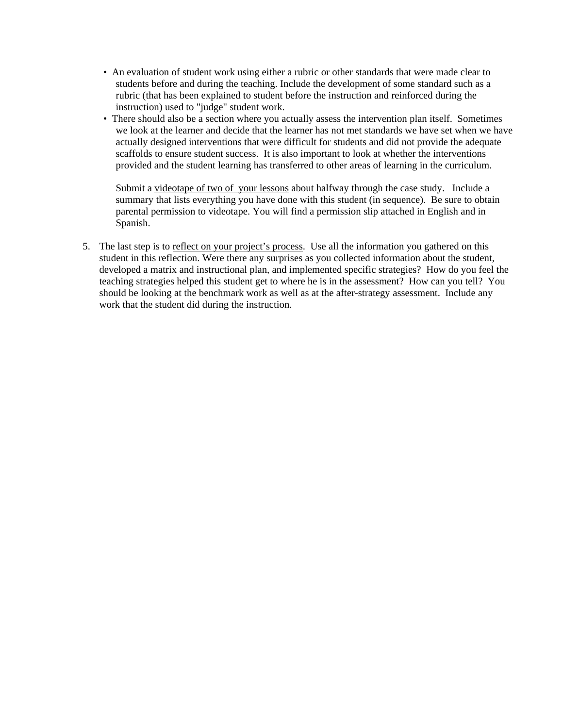- An evaluation of student work using either a rubric or other standards that were made clear to students before and during the teaching. Include the development of some standard such as a rubric (that has been explained to student before the instruction and reinforced during the instruction) used to "judge" student work.
- There should also be a section where you actually assess the intervention plan itself. Sometimes we look at the learner and decide that the learner has not met standards we have set when we have actually designed interventions that were difficult for students and did not provide the adequate scaffolds to ensure student success. It is also important to look at whether the interventions provided and the student learning has transferred to other areas of learning in the curriculum.

  Submit a <u>videotape of two of your lessons</u> about halfway through the case study. Include a summary that lists everything you have done with this student (in sequence). Be sure to obtain parental permission to videotape. You will find a permission slip attached in English and in Spanish.

5. The last step is to <u>reflect on your project's process</u>. Use all the information you gathered on this student in this reflection. Were there any surprises as you collected information about the student, developed a matrix and instructional plan, and implemented specific strategies? How do you feel the teaching strategies helped this student get to where he is in the assessment? How can you tell? You should be looking at the benchmark work as well as at the after-strategy assessment. Include any work that the student did during the instruction.